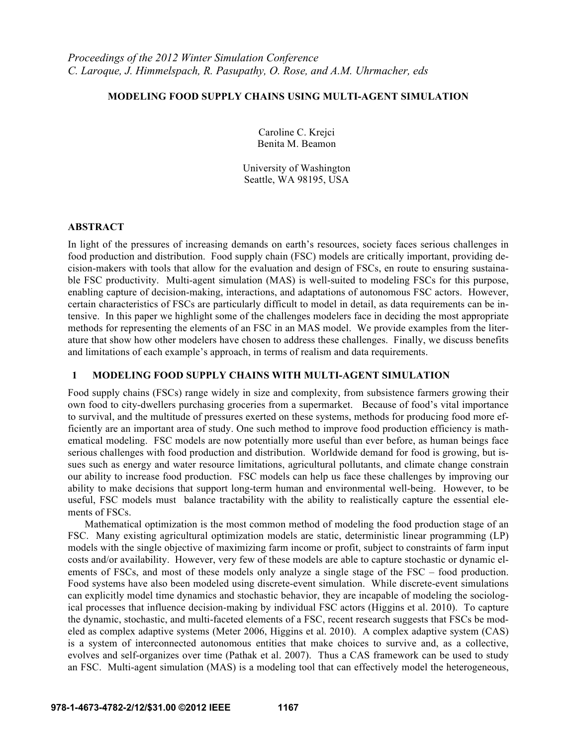*Proceedings of the 2012 Winter Simulation Conference*
*C. Laroque, J. Himmelspach, R. Pasupathy, O. Rose, and A.M. Uhrmacher, eds*

# MODELING FOOD SUPPLY CHAINS USING MULTI-AGENT SIMULATION

Caroline C. Krejci
Benita M. Beamon

University of Washington
Seattle, WA 98195, USA

## ABSTRACT

In light of the pressures of increasing demands on earth's resources, society faces serious challenges in food production and distribution. Food supply chain (FSC) models are critically important, providing decision-makers with tools that allow for the evaluation and design of FSCs, en route to ensuring sustainable FSC productivity. Multi-agent simulation (MAS) is well-suited to modeling FSCs for this purpose, enabling capture of decision-making, interactions, and adaptations of autonomous FSC actors. However, certain characteristics of FSCs are particularly difficult to model in detail, as data requirements can be intensive. In this paper we highlight some of the challenges modelers face in deciding the most appropriate methods for representing the elements of an FSC in an MAS model. We provide examples from the literature that show how other modelers have chosen to address these challenges. Finally, we discuss benefits and limitations of each example's approach, in terms of realism and data requirements.

## 1 MODELING FOOD SUPPLY CHAINS WITH MULTI-AGENT SIMULATION

Food supply chains (FSCs) range widely in size and complexity, from subsistence farmers growing their own food to city-dwellers purchasing groceries from a supermarket. Because of food's vital importance to survival, and the multitude of pressures exerted on these systems, methods for producing food more efficiently are an important area of study. One such method to improve food production efficiency is mathematical modeling. FSC models are now potentially more useful than ever before, as human beings face serious challenges with food production and distribution. Worldwide demand for food is growing, but issues such as energy and water resource limitations, agricultural pollutants, and climate change constrain our ability to increase food production. FSC models can help us face these challenges by improving our ability to make decisions that support long-term human and environmental well-being. However, to be useful, FSC models must balance tractability with the ability to realistically capture the essential elements of FSCs.

Mathematical optimization is the most common method of modeling the food production stage of an FSC. Many existing agricultural optimization models are static, deterministic linear programming (LP) models with the single objective of maximizing farm income or profit, subject to constraints of farm input costs and/or availability. However, very few of these models are able to capture stochastic or dynamic elements of FSCs, and most of these models only analyze a single stage of the FSC – food production. Food systems have also been modeled using discrete-event simulation. While discrete-event simulations can explicitly model time dynamics and stochastic behavior, they are incapable of modeling the sociological processes that influence decision-making by individual FSC actors (Higgins et al. 2010). To capture the dynamic, stochastic, and multi-faceted elements of a FSC, recent research suggests that FSCs be modeled as complex adaptive systems (Meter 2006, Higgins et al. 2010). A complex adaptive system (CAS) is a system of interconnected autonomous entities that make choices to survive and, as a collective, evolves and self-organizes over time (Pathak et al. 2007). Thus a CAS framework can be used to study an FSC. Multi-agent simulation (MAS) is a modeling tool that can effectively model the heterogeneous,

978-1-4673-4782-2/12/$31.00 ©2012 IEEE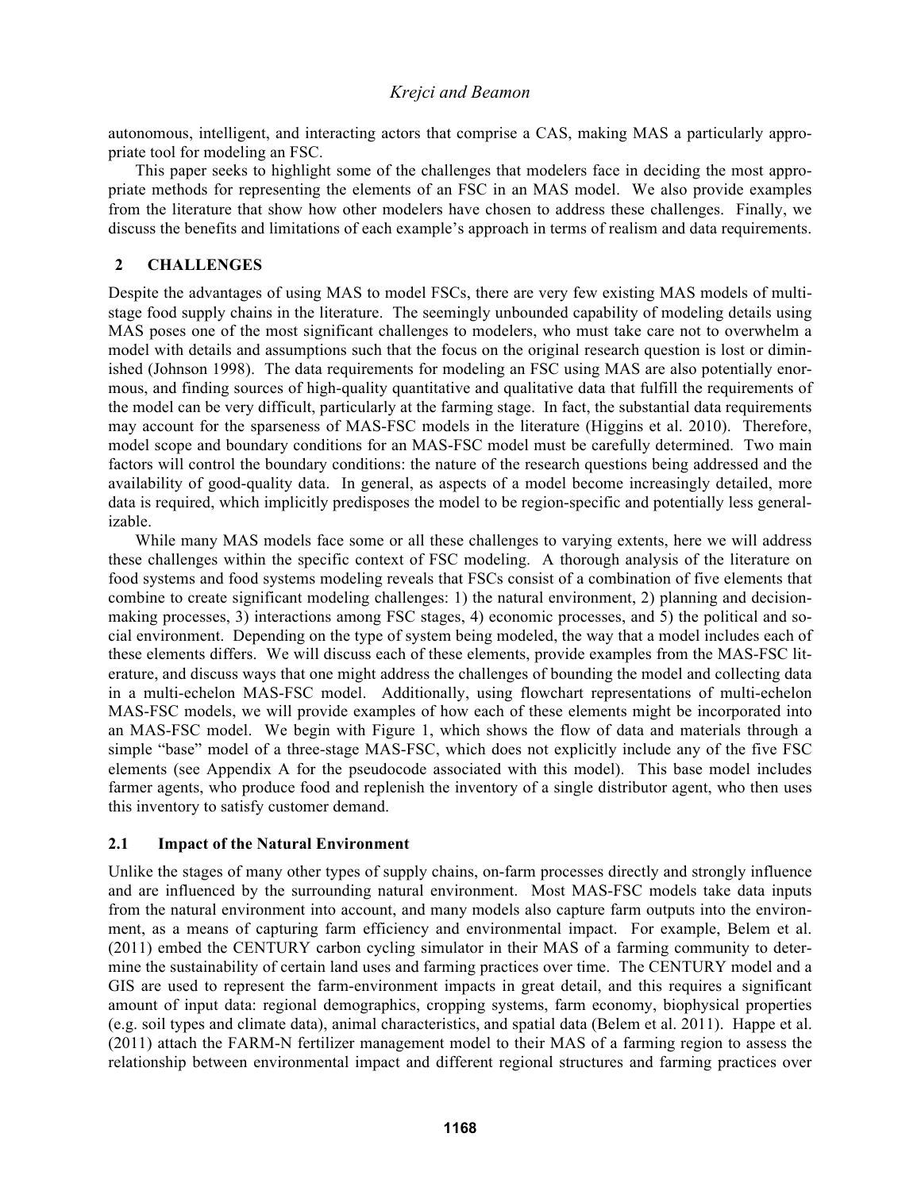autonomous, intelligent, and interacting actors that comprise a CAS, making MAS a particularly appropriate tool for modeling an FSC.

This paper seeks to highlight some of the challenges that modelers face in deciding the most appropriate methods for representing the elements of an FSC in an MAS model. We also provide examples from the literature that show how other modelers have chosen to address these challenges. Finally, we discuss the benefits and limitations of each example's approach in terms of realism and data requirements.

## 2 CHALLENGES

Despite the advantages of using MAS to model FSCs, there are very few existing MAS models of multi-stage food supply chains in the literature. The seemingly unbounded capability of modeling details using MAS poses one of the most significant challenges to modelers, who must take care not to overwhelm a model with details and assumptions such that the focus on the original research question is lost or diminished (Johnson 1998). The data requirements for modeling an FSC using MAS are also potentially enormous, and finding sources of high-quality quantitative and qualitative data that fulfill the requirements of the model can be very difficult, particularly at the farming stage. In fact, the substantial data requirements may account for the sparseness of MAS-FSC models in the literature (Higgins et al. 2010). Therefore, model scope and boundary conditions for an MAS-FSC model must be carefully determined. Two main factors will control the boundary conditions: the nature of the research questions being addressed and the availability of good-quality data. In general, as aspects of a model become increasingly detailed, more data is required, which implicitly predisposes the model to be region-specific and potentially less generalizable.

While many MAS models face some or all these challenges to varying extents, here we will address these challenges within the specific context of FSC modeling. A thorough analysis of the literature on food systems and food systems modeling reveals that FSCs consist of a combination of five elements that combine to create significant modeling challenges: 1) the natural environment, 2) planning and decision-making processes, 3) interactions among FSC stages, 4) economic processes, and 5) the political and social environment. Depending on the type of system being modeled, the way that a model includes each of these elements differs. We will discuss each of these elements, provide examples from the MAS-FSC literature, and discuss ways that one might address the challenges of bounding the model and collecting data in a multi-echelon MAS-FSC model. Additionally, using flowchart representations of multi-echelon MAS-FSC models, we will provide examples of how each of these elements might be incorporated into an MAS-FSC model. We begin with Figure 1, which shows the flow of data and materials through a simple "base" model of a three-stage MAS-FSC, which does not explicitly include any of the five FSC elements (see Appendix A for the pseudocode associated with this model). This base model includes farmer agents, who produce food and replenish the inventory of a single distributor agent, who then uses this inventory to satisfy customer demand.

### 2.1 Impact of the Natural Environment

Unlike the stages of many other types of supply chains, on-farm processes directly and strongly influence and are influenced by the surrounding natural environment. Most MAS-FSC models take data inputs from the natural environment into account, and many models also capture farm outputs into the environment, as a means of capturing farm efficiency and environmental impact. For example, Belem et al. (2011) embed the CENTURY carbon cycling simulator in their MAS of a farming community to determine the sustainability of certain land uses and farming practices over time. The CENTURY model and a GIS are used to represent the farm-environment impacts in great detail, and this requires a significant amount of input data: regional demographics, cropping systems, farm economy, biophysical properties (e.g. soil types and climate data), animal characteristics, and spatial data (Belem et al. 2011). Happe et al. (2011) attach the FARM-N fertilizer management model to their MAS of a farming region to assess the relationship between environmental impact and different regional structures and farming practices over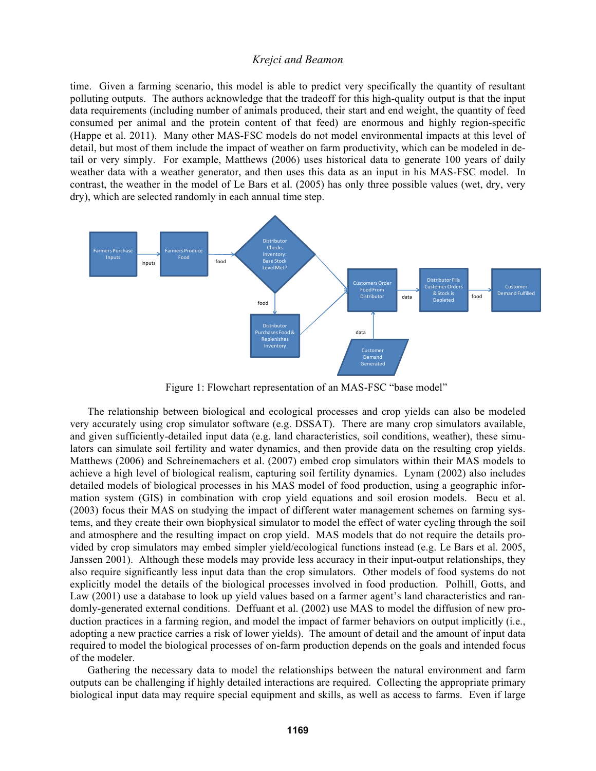time. Given a farming scenario, this model is able to predict very specifically the quantity of resultant polluting outputs. The authors acknowledge that the tradeoff for this high-quality output is that the input data requirements (including number of animals produced, their start and end weight, the quantity of feed consumed per animal and the protein content of that feed) are enormous and highly region-specific (Happe et al. 2011). Many other MAS-FSC models do not model environmental impacts at this level of detail, but most of them include the impact of weather on farm productivity, which can be modeled in detail or very simply. For example, Matthews (2006) uses historical data to generate 100 years of daily weather data with a weather generator, and then uses this data as an input in his MAS-FSC model. In contrast, the weather in the model of Le Bars et al. (2005) has only three possible values (wet, dry, very dry), which are selected randomly in each annual time step.

Figure 1: Flowchart representation of an MAS-FSC "base model"

The relationship between biological and ecological processes and crop yields can also be modeled very accurately using crop simulator software (e.g. DSSAT). There are many crop simulators available, and given sufficiently-detailed input data (e.g. land characteristics, soil conditions, weather), these simulators can simulate soil fertility and water dynamics, and then provide data on the resulting crop yields. Matthews (2006) and Schreinemachers et al. (2007) embed crop simulators within their MAS models to achieve a high level of biological realism, capturing soil fertility dynamics. Lynam (2002) also includes detailed models of biological processes in his MAS model of food production, using a geographic information system (GIS) in combination with crop yield equations and soil erosion models. Becu et al. (2003) focus their MAS on studying the impact of different water management schemes on farming systems, and they create their own biophysical simulator to model the effect of water cycling through the soil and atmosphere and the resulting impact on crop yield. MAS models that do not require the details provided by crop simulators may embed simpler yield/ecological functions instead (e.g. Le Bars et al. 2005, Janssen 2001). Although these models may provide less accuracy in their input-output relationships, they also require significantly less input data than the crop simulators. Other models of food systems do not explicitly model the details of the biological processes involved in food production. Polhill, Gotts, and Law (2001) use a database to look up yield values based on a farmer agent's land characteristics and randomly-generated external conditions. Deffuant et al. (2002) use MAS to model the diffusion of new production practices in a farming region, and model the impact of farmer behaviors on output implicitly (i.e., adopting a new practice carries a risk of lower yields). The amount of detail and the amount of input data required to model the biological processes of on-farm production depends on the goals and intended focus of the modeler.

Gathering the necessary data to model the relationships between the natural environment and farm outputs can be challenging if highly detailed interactions are required. Collecting the appropriate primary biological input data may require special equipment and skills, as well as access to farms. Even if large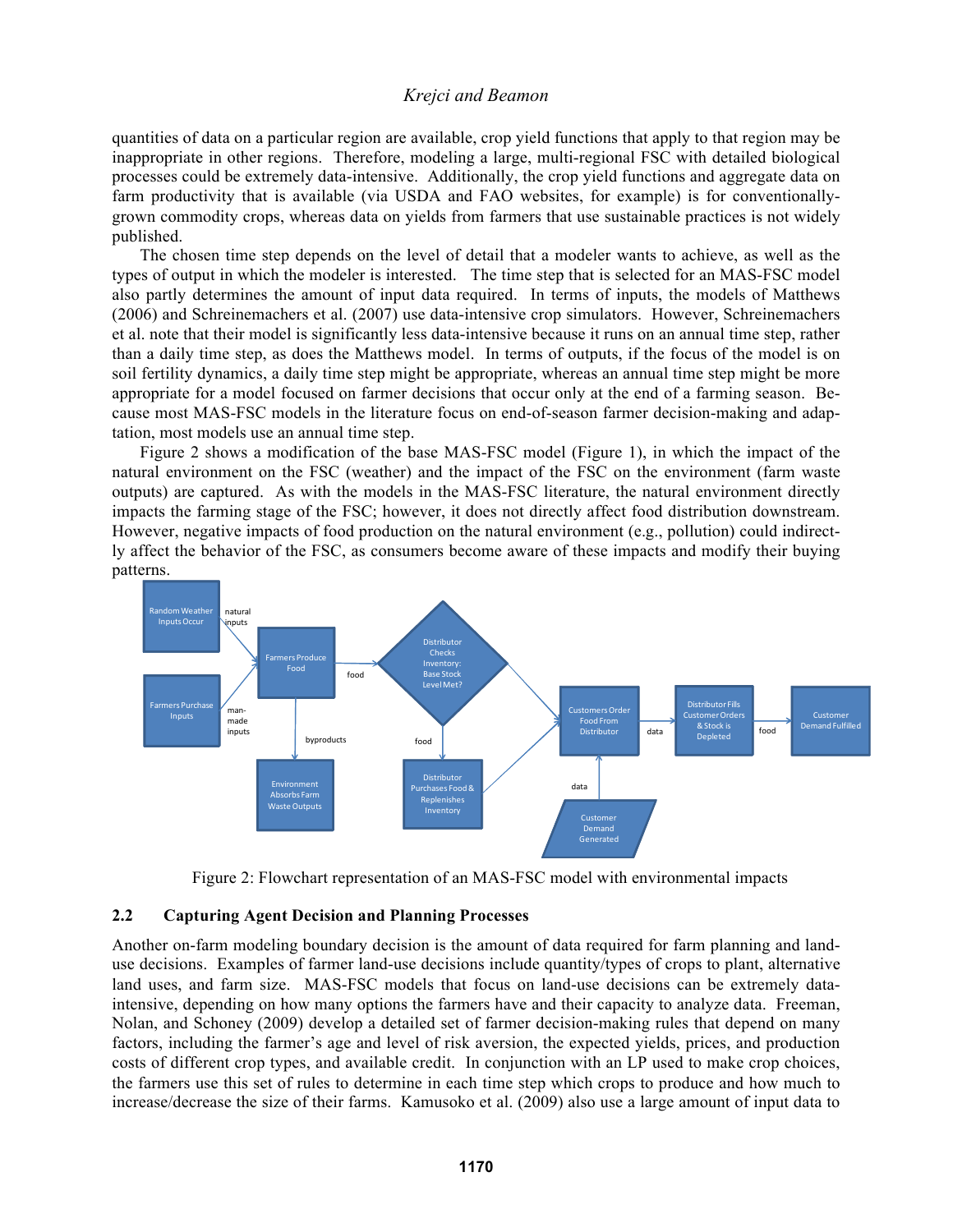quantities of data on a particular region are available, crop yield functions that apply to that region may be inappropriate in other regions. Therefore, modeling a large, multi-regional FSC with detailed biological processes could be extremely data-intensive. Additionally, the crop yield functions and aggregate data on farm productivity that is available (via USDA and FAO websites, for example) is for conventionally-grown commodity crops, whereas data on yields from farmers that use sustainable practices is not widely published.

The chosen time step depends on the level of detail that a modeler wants to achieve, as well as the types of output in which the modeler is interested. The time step that is selected for an MAS-FSC model also partly determines the amount of input data required. In terms of inputs, the models of Matthews (2006) and Schreinemachers et al. (2007) use data-intensive crop simulators. However, Schreinemachers et al. note that their model is significantly less data-intensive because it runs on an annual time step, rather than a daily time step, as does the Matthews model. In terms of outputs, if the focus of the model is on soil fertility dynamics, a daily time step might be appropriate, whereas an annual time step might be more appropriate for a model focused on farmer decisions that occur only at the end of a farming season. Because most MAS-FSC models in the literature focus on end-of-season farmer decision-making and adaptation, most models use an annual time step.

Figure 2 shows a modification of the base MAS-FSC model (Figure 1), in which the impact of the natural environment on the FSC (weather) and the impact of the FSC on the environment (farm waste outputs) are captured. As with the models in the MAS-FSC literature, the natural environment directly impacts the farming stage of the FSC; however, it does not directly affect food distribution downstream. However, negative impacts of food production on the natural environment (e.g., pollution) could indirectly affect the behavior of the FSC, as consumers become aware of these impacts and modify their buying patterns.

Figure 2: Flowchart representation of an MAS-FSC model with environmental impacts

## 2.2 Capturing Agent Decision and Planning Processes

Another on-farm modeling boundary decision is the amount of data required for farm planning and land-use decisions. Examples of farmer land-use decisions include quantity/types of crops to plant, alternative land uses, and farm size. MAS-FSC models that focus on land-use decisions can be extremely data-intensive, depending on how many options the farmers have and their capacity to analyze data. Freeman, Nolan, and Schoney (2009) develop a detailed set of farmer decision-making rules that depend on many factors, including the farmer's age and level of risk aversion, the expected yields, prices, and production costs of different crop types, and available credit. In conjunction with an LP used to make crop choices, the farmers use this set of rules to determine in each time step which crops to produce and how much to increase/decrease the size of their farms. Kamusoko et al. (2009) also use a large amount of input data to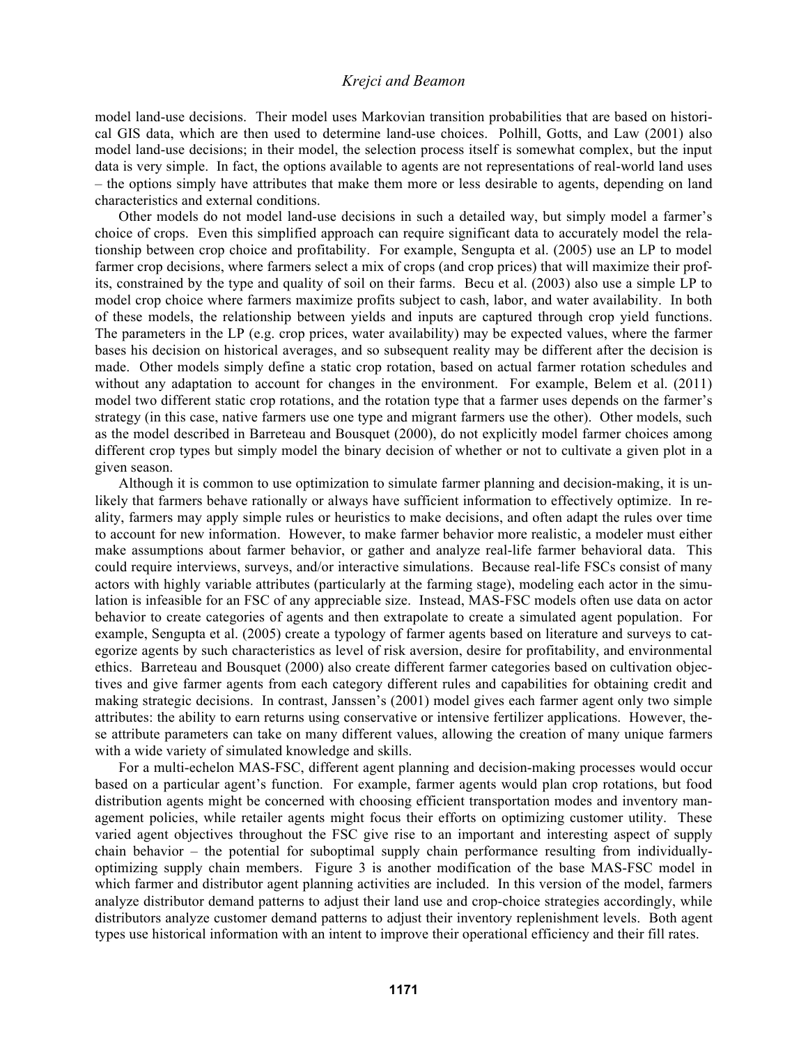model land-use decisions. Their model uses Markovian transition probabilities that are based on historical GIS data, which are then used to determine land-use choices. Polhill, Gotts, and Law (2001) also model land-use decisions; in their model, the selection process itself is somewhat complex, but the input data is very simple. In fact, the options available to agents are not representations of real-world land uses – the options simply have attributes that make them more or less desirable to agents, depending on land characteristics and external conditions.

Other models do not model land-use decisions in such a detailed way, but simply model a farmer's choice of crops. Even this simplified approach can require significant data to accurately model the relationship between crop choice and profitability. For example, Sengupta et al. (2005) use an LP to model farmer crop decisions, where farmers select a mix of crops (and crop prices) that will maximize their profits, constrained by the type and quality of soil on their farms. Becu et al. (2003) also use a simple LP to model crop choice where farmers maximize profits subject to cash, labor, and water availability. In both of these models, the relationship between yields and inputs are captured through crop yield functions. The parameters in the LP (e.g. crop prices, water availability) may be expected values, where the farmer bases his decision on historical averages, and so subsequent reality may be different after the decision is made. Other models simply define a static crop rotation, based on actual farmer rotation schedules and without any adaptation to account for changes in the environment. For example, Belem et al. (2011) model two different static crop rotations, and the rotation type that a farmer uses depends on the farmer's strategy (in this case, native farmers use one type and migrant farmers use the other). Other models, such as the model described in Barreteau and Bousquet (2000), do not explicitly model farmer choices among different crop types but simply model the binary decision of whether or not to cultivate a given plot in a given season.

Although it is common to use optimization to simulate farmer planning and decision-making, it is unlikely that farmers behave rationally or always have sufficient information to effectively optimize. In reality, farmers may apply simple rules or heuristics to make decisions, and often adapt the rules over time to account for new information. However, to make farmer behavior more realistic, a modeler must either make assumptions about farmer behavior, or gather and analyze real-life farmer behavioral data. This could require interviews, surveys, and/or interactive simulations. Because real-life FSCs consist of many actors with highly variable attributes (particularly at the farming stage), modeling each actor in the simulation is infeasible for an FSC of any appreciable size. Instead, MAS-FSC models often use data on actor behavior to create categories of agents and then extrapolate to create a simulated agent population. For example, Sengupta et al. (2005) create a typology of farmer agents based on literature and surveys to categorize agents by such characteristics as level of risk aversion, desire for profitability, and environmental ethics. Barreteau and Bousquet (2000) also create different farmer categories based on cultivation objectives and give farmer agents from each category different rules and capabilities for obtaining credit and making strategic decisions. In contrast, Janssen's (2001) model gives each farmer agent only two simple attributes: the ability to earn returns using conservative or intensive fertilizer applications. However, these attribute parameters can take on many different values, allowing the creation of many unique farmers with a wide variety of simulated knowledge and skills.

For a multi-echelon MAS-FSC, different agent planning and decision-making processes would occur based on a particular agent's function. For example, farmer agents would plan crop rotations, but food distribution agents might be concerned with choosing efficient transportation modes and inventory management policies, while retailer agents might focus their efforts on optimizing customer utility. These varied agent objectives throughout the FSC give rise to an important and interesting aspect of supply chain behavior – the potential for suboptimal supply chain performance resulting from individually-optimizing supply chain members. Figure 3 is another modification of the base MAS-FSC model in which farmer and distributor agent planning activities are included. In this version of the model, farmers analyze distributor demand patterns to adjust their land use and crop-choice strategies accordingly, while distributors analyze customer demand patterns to adjust their inventory replenishment levels. Both agent types use historical information with an intent to improve their operational efficiency and their fill rates.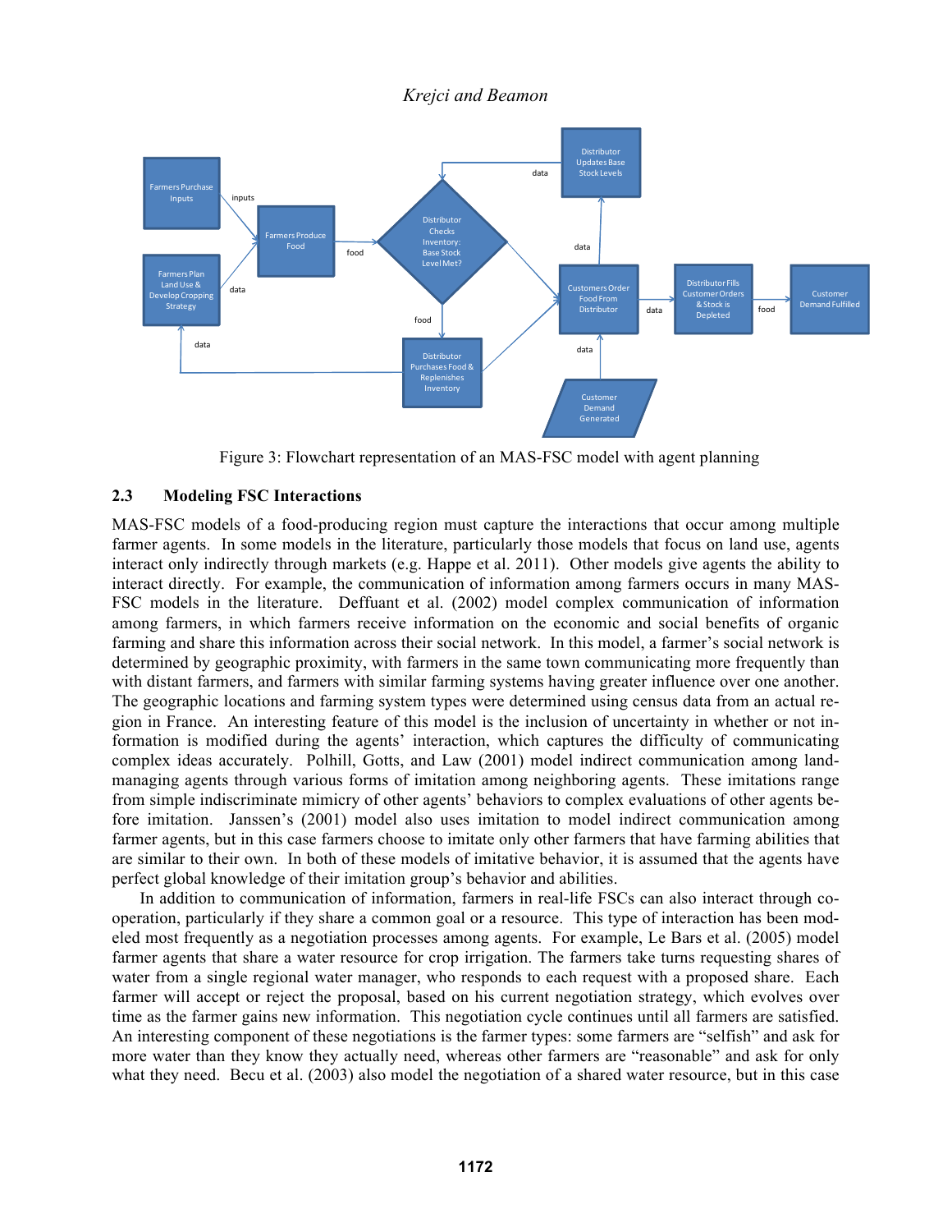Figure 3: Flowchart representation of an MAS-FSC model with agent planning

## 2.3 Modeling FSC Interactions

MAS-FSC models of a food-producing region must capture the interactions that occur among multiple farmer agents. In some models in the literature, particularly those models that focus on land use, agents interact only indirectly through markets (e.g. Happe et al. 2011). Other models give agents the ability to interact directly. For example, the communication of information among farmers occurs in many MAS-FSC models in the literature. Deffuant et al. (2002) model complex communication of information among farmers, in which farmers receive information on the economic and social benefits of organic farming and share this information across their social network. In this model, a farmer's social network is determined by geographic proximity, with farmers in the same town communicating more frequently than with distant farmers, and farmers with similar farming systems having greater influence over one another. The geographic locations and farming system types were determined using census data from an actual region in France. An interesting feature of this model is the inclusion of uncertainty in whether or not information is modified during the agents' interaction, which captures the difficulty of communicating complex ideas accurately. Polhill, Gotts, and Law (2001) model indirect communication among land-managing agents through various forms of imitation among neighboring agents. These imitations range from simple indiscriminate mimicry of other agents' behaviors to complex evaluations of other agents before imitation. Janssen's (2001) model also uses imitation to model indirect communication among farmer agents, but in this case farmers choose to imitate only other farmers that have farming abilities that are similar to their own. In both of these models of imitative behavior, it is assumed that the agents have perfect global knowledge of their imitation group's behavior and abilities.

In addition to communication of information, farmers in real-life FSCs can also interact through cooperation, particularly if they share a common goal or a resource. This type of interaction has been modeled most frequently as a negotiation processes among agents. For example, Le Bars et al. (2005) model farmer agents that share a water resource for crop irrigation. The farmers take turns requesting shares of water from a single regional water manager, who responds to each request with a proposed share. Each farmer will accept or reject the proposal, based on his current negotiation strategy, which evolves over time as the farmer gains new information. This negotiation cycle continues until all farmers are satisfied. An interesting component of these negotiations is the farmer types: some farmers are "selfish" and ask for more water than they know they actually need, whereas other farmers are "reasonable" and ask for only what they need. Becu et al. (2003) also model the negotiation of a shared water resource, but in this case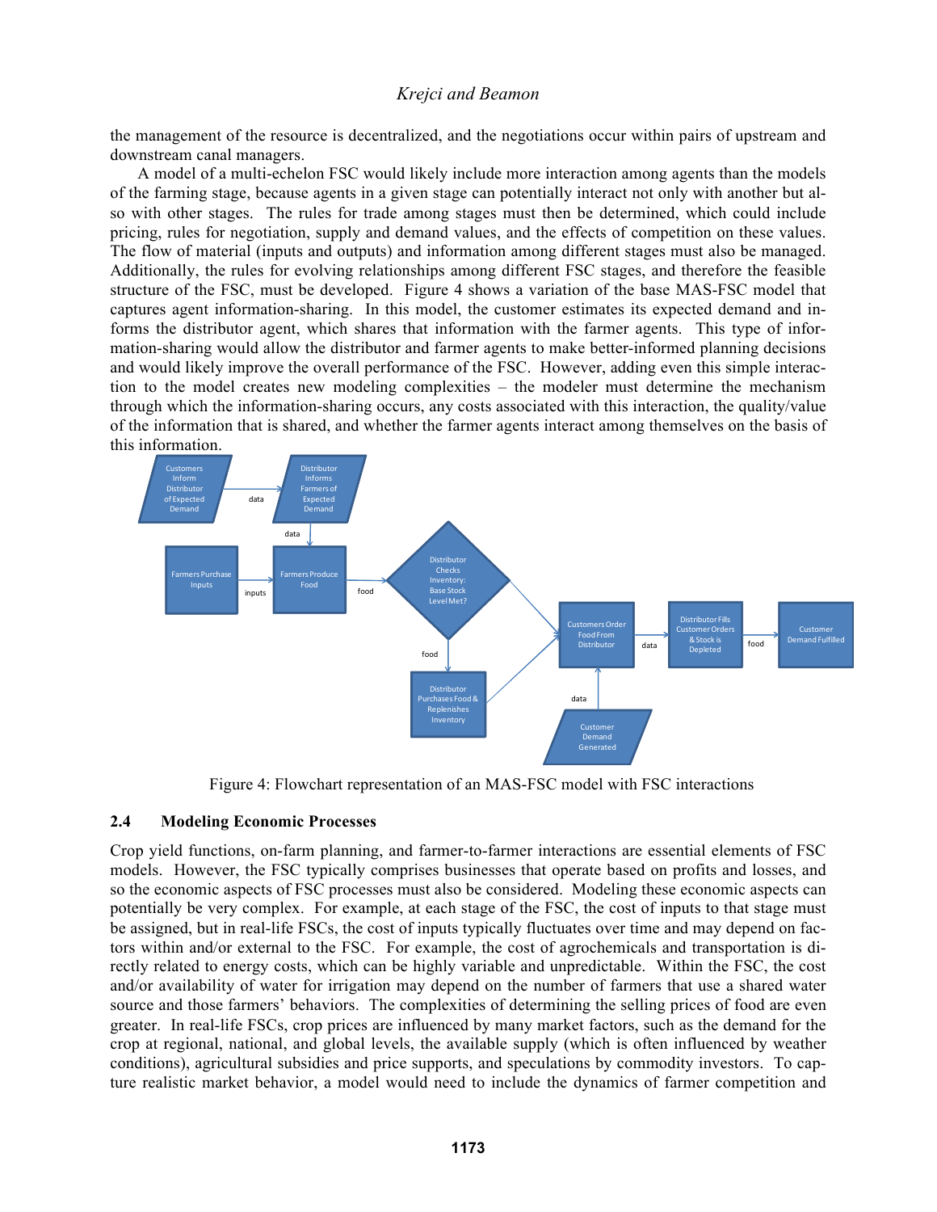the management of the resource is decentralized, and the negotiations occur within pairs of upstream and downstream canal managers.

A model of a multi-echelon FSC would likely include more interaction among agents than the models of the farming stage, because agents in a given stage can potentially interact not only with another but also with other stages. The rules for trade among stages must then be determined, which could include pricing, rules for negotiation, supply and demand values, and the effects of competition on these values. The flow of material (inputs and outputs) and information among different stages must also be managed. Additionally, the rules for evolving relationships among different FSC stages, and therefore the feasible structure of the FSC, must be developed. Figure 4 shows a variation of the base MAS-FSC model that captures agent information-sharing. In this model, the customer estimates its expected demand and informs the distributor agent, which shares that information with the farmer agents. This type of information-sharing would allow the distributor and farmer agents to make better-informed planning decisions and would likely improve the overall performance of the FSC. However, adding even this simple interaction to the model creates new modeling complexities – the modeler must determine the mechanism through which the information-sharing occurs, any costs associated with this interaction, the quality/value of the information that is shared, and whether the farmer agents interact among themselves on the basis of this information.

Customers Inform Distributor of Expected Demand
data
Distributor Informs Farmers of Expected Demand
data
Farmers Purchase Inputs
inputs
Farmers Produce Food
food
Distributor Checks Inventory: Base Stock Level Met?
food
Distributor Purchases Food & Replenishes Inventory
Customers Order Food From Distributor
data
Distributor Fills Customer Orders & Stock is Depleted
food
Customer Demand Fulfilled
data
Customer Demand Generated

Figure 4: Flowchart representation of an MAS-FSC model with FSC interactions

### 2.4 Modeling Economic Processes

Crop yield functions, on-farm planning, and farmer-to-farmer interactions are essential elements of FSC models. However, the FSC typically comprises businesses that operate based on profits and losses, and so the economic aspects of FSC processes must also be considered. Modeling these economic aspects can potentially be very complex. For example, at each stage of the FSC, the cost of inputs to that stage must be assigned, but in real-life FSCs, the cost of inputs typically fluctuates over time and may depend on factors within and/or external to the FSC. For example, the cost of agrochemicals and transportation is directly related to energy costs, which can be highly variable and unpredictable. Within the FSC, the cost and/or availability of water for irrigation may depend on the number of farmers that use a shared water source and those farmers' behaviors. The complexities of determining the selling prices of food are even greater. In real-life FSCs, crop prices are influenced by many market factors, such as the demand for the crop at regional, national, and global levels, the available supply (which is often influenced by weather conditions), agricultural subsidies and price supports, and speculations by commodity investors. To capture realistic market behavior, a model would need to include the dynamics of farmer competition and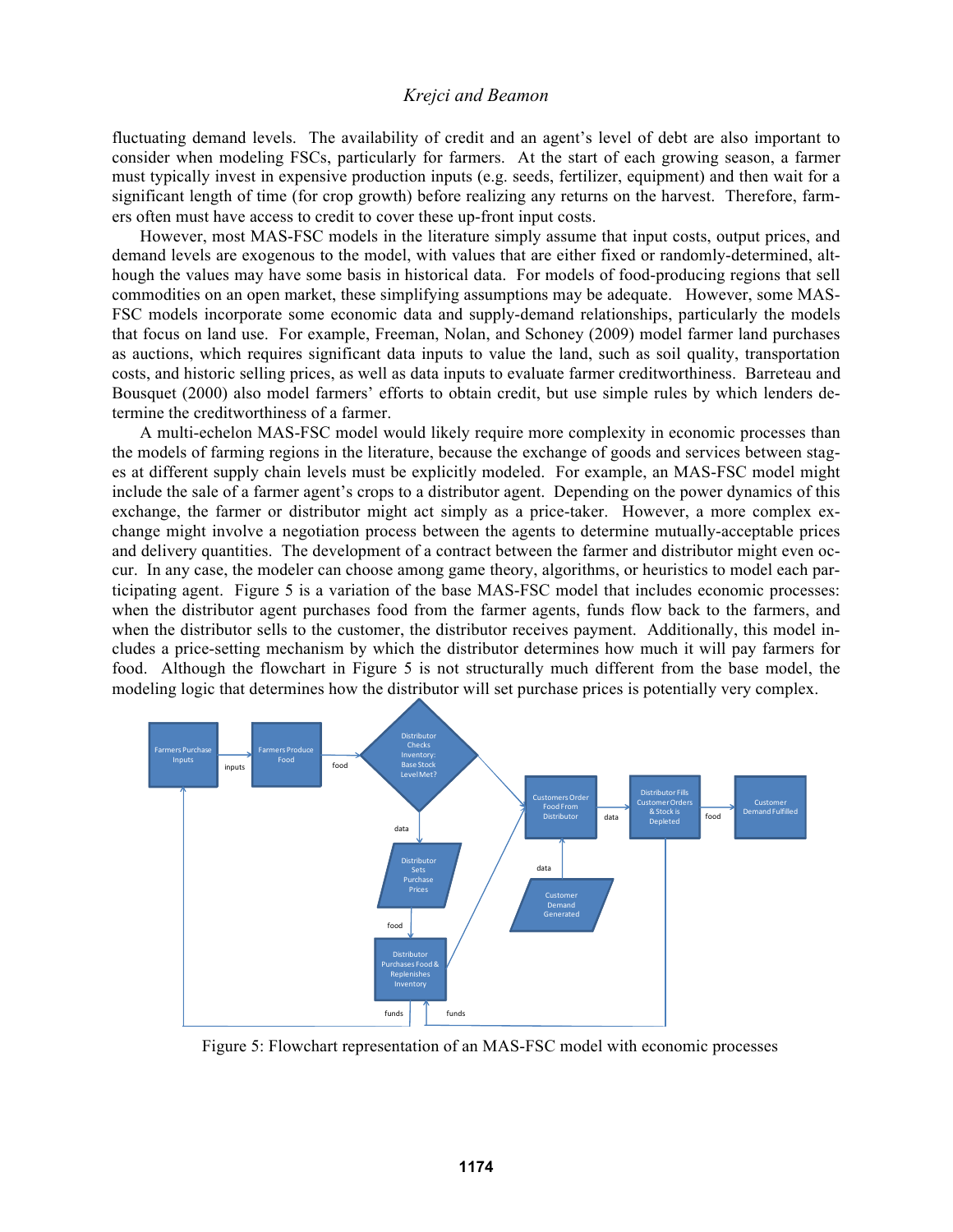fluctuating demand levels. The availability of credit and an agent's level of debt are also important to consider when modeling FSCs, particularly for farmers. At the start of each growing season, a farmer must typically invest in expensive production inputs (e.g. seeds, fertilizer, equipment) and then wait for a significant length of time (for crop growth) before realizing any returns on the harvest. Therefore, farmers often must have access to credit to cover these up-front input costs.

However, most MAS-FSC models in the literature simply assume that input costs, output prices, and demand levels are exogenous to the model, with values that are either fixed or randomly-determined, although the values may have some basis in historical data. For models of food-producing regions that sell commodities on an open market, these simplifying assumptions may be adequate. However, some MAS-FSC models incorporate some economic data and supply-demand relationships, particularly the models that focus on land use. For example, Freeman, Nolan, and Schoney (2009) model farmer land purchases as auctions, which requires significant data inputs to value the land, such as soil quality, transportation costs, and historic selling prices, as well as data inputs to evaluate farmer creditworthiness. Barreteau and Bousquet (2000) also model farmers' efforts to obtain credit, but use simple rules by which lenders determine the creditworthiness of a farmer.

A multi-echelon MAS-FSC model would likely require more complexity in economic processes than the models of farming regions in the literature, because the exchange of goods and services between stages at different supply chain levels must be explicitly modeled. For example, an MAS-FSC model might include the sale of a farmer agent's crops to a distributor agent. Depending on the power dynamics of this exchange, the farmer or distributor might act simply as a price-taker. However, a more complex exchange might involve a negotiation process between the agents to determine mutually-acceptable prices and delivery quantities. The development of a contract between the farmer and distributor might even occur. In any case, the modeler can choose among game theory, algorithms, or heuristics to model each participating agent. Figure 5 is a variation of the base MAS-FSC model that includes economic processes: when the distributor agent purchases food from the farmer agents, funds flow back to the farmers, and when the distributor sells to the customer, the distributor receives payment. Additionally, this model includes a price-setting mechanism by which the distributor determines how much it will pay farmers for food. Although the flowchart in Figure 5 is not structurally much different from the base model, the modeling logic that determines how the distributor will set purchase prices is potentially very complex.

Figure 5: Flowchart representation of an MAS-FSC model with economic processes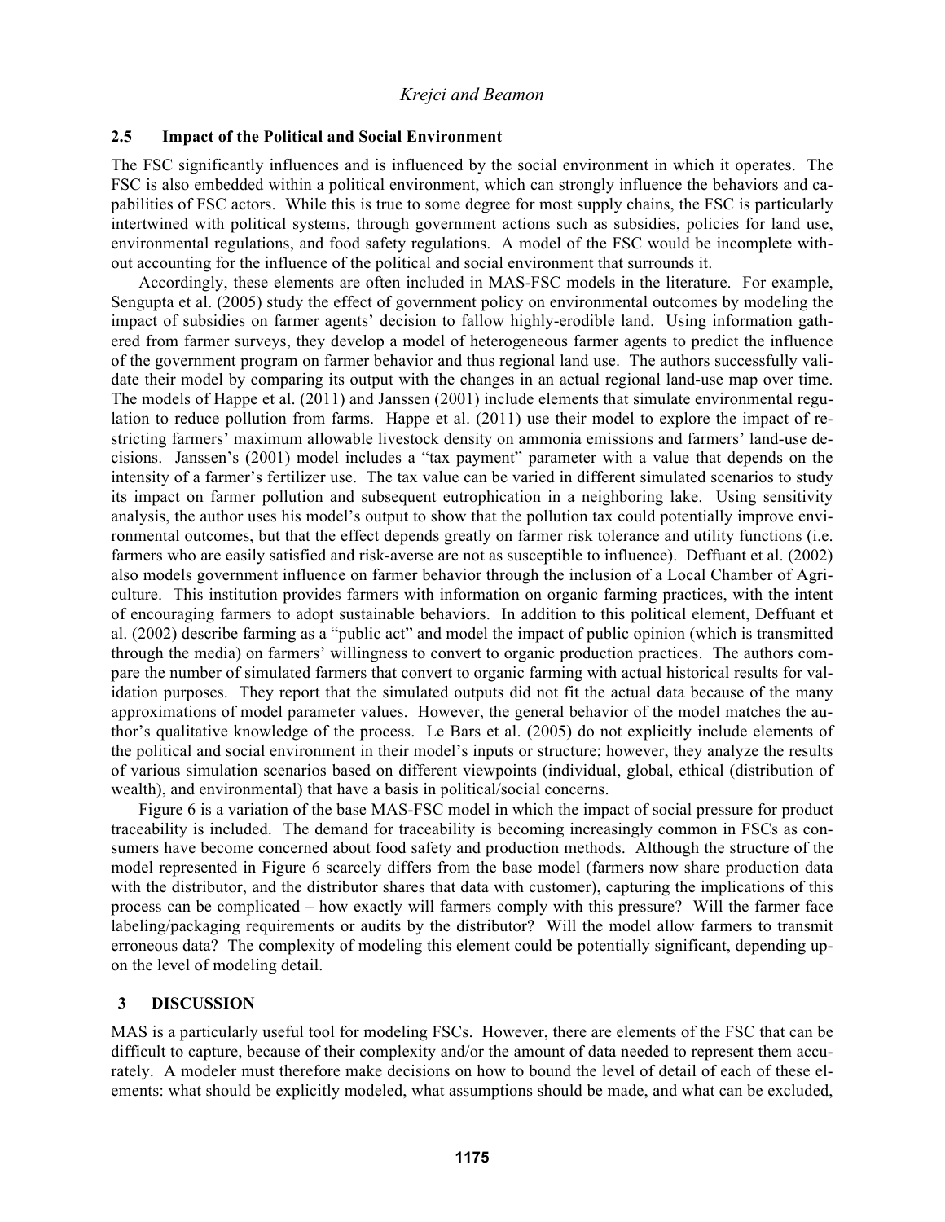### 2.5 Impact of the Political and Social Environment

The FSC significantly influences and is influenced by the social environment in which it operates. The FSC is also embedded within a political environment, which can strongly influence the behaviors and capabilities of FSC actors. While this is true to some degree for most supply chains, the FSC is particularly intertwined with political systems, through government actions such as subsidies, policies for land use, environmental regulations, and food safety regulations. A model of the FSC would be incomplete without accounting for the influence of the political and social environment that surrounds it.

Accordingly, these elements are often included in MAS-FSC models in the literature. For example, Sengupta et al. (2005) study the effect of government policy on environmental outcomes by modeling the impact of subsidies on farmer agents' decision to fallow highly-erodible land. Using information gathered from farmer surveys, they develop a model of heterogeneous farmer agents to predict the influence of the government program on farmer behavior and thus regional land use. The authors successfully validate their model by comparing its output with the changes in an actual regional land-use map over time. The models of Happe et al. (2011) and Janssen (2001) include elements that simulate environmental regulation to reduce pollution from farms. Happe et al. (2011) use their model to explore the impact of restricting farmers' maximum allowable livestock density on ammonia emissions and farmers' land-use decisions. Janssen's (2001) model includes a "tax payment" parameter with a value that depends on the intensity of a farmer's fertilizer use. The tax value can be varied in different simulated scenarios to study its impact on farmer pollution and subsequent eutrophication in a neighboring lake. Using sensitivity analysis, the author uses his model's output to show that the pollution tax could potentially improve environmental outcomes, but that the effect depends greatly on farmer risk tolerance and utility functions (i.e. farmers who are easily satisfied and risk-averse are not as susceptible to influence). Deffuant et al. (2002) also models government influence on farmer behavior through the inclusion of a Local Chamber of Agriculture. This institution provides farmers with information on organic farming practices, with the intent of encouraging farmers to adopt sustainable behaviors. In addition to this political element, Deffuant et al. (2002) describe farming as a "public act" and model the impact of public opinion (which is transmitted through the media) on farmers' willingness to convert to organic production practices. The authors compare the number of simulated farmers that convert to organic farming with actual historical results for validation purposes. They report that the simulated outputs did not fit the actual data because of the many approximations of model parameter values. However, the general behavior of the model matches the author's qualitative knowledge of the process. Le Bars et al. (2005) do not explicitly include elements of the political and social environment in their model's inputs or structure; however, they analyze the results of various simulation scenarios based on different viewpoints (individual, global, ethical (distribution of wealth), and environmental) that have a basis in political/social concerns.

Figure 6 is a variation of the base MAS-FSC model in which the impact of social pressure for product traceability is included. The demand for traceability is becoming increasingly common in FSCs as consumers have become concerned about food safety and production methods. Although the structure of the model represented in Figure 6 scarcely differs from the base model (farmers now share production data with the distributor, and the distributor shares that data with customer), capturing the implications of this process can be complicated – how exactly will farmers comply with this pressure? Will the farmer face labeling/packaging requirements or audits by the distributor? Will the model allow farmers to transmit erroneous data? The complexity of modeling this element could be potentially significant, depending upon the level of modeling detail.

## 3 DISCUSSION

MAS is a particularly useful tool for modeling FSCs. However, there are elements of the FSC that can be difficult to capture, because of their complexity and/or the amount of data needed to represent them accurately. A modeler must therefore make decisions on how to bound the level of detail of each of these elements: what should be explicitly modeled, what assumptions should be made, and what can be excluded,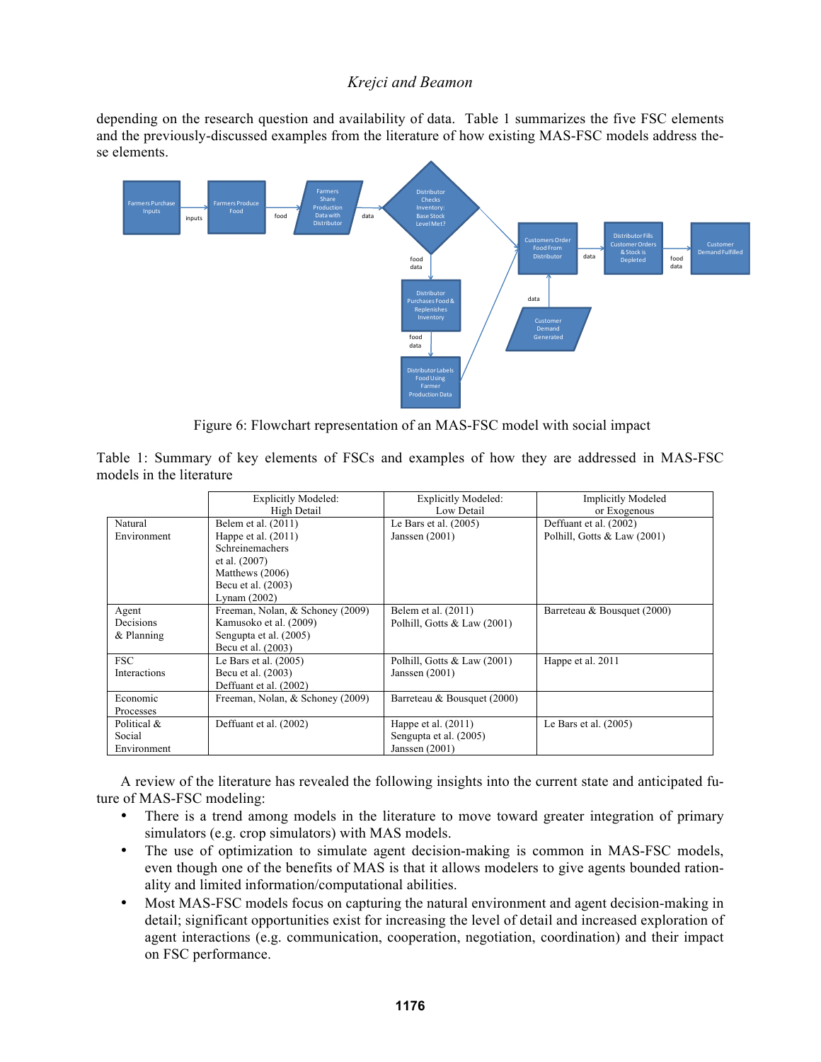depending on the research question and availability of data. Table 1 summarizes the five FSC elements and the previously-discussed examples from the literature of how existing MAS-FSC models address these elements.

Figure 6: Flowchart representation of an MAS-FSC model with social impact

Table 1: Summary of key elements of FSCs and examples of how they are addressed in MAS-FSC models in the literature

| | Explicitly Modeled: High Detail | Explicitly Modeled: Low Detail | Implicitly Modeled or Exogenous |
|---|---|---|---|
| Natural Environment | Belem et al. (2011)<br>Happe et al. (2011)<br>Schreinemachers et al. (2007)<br>Matthews (2006)<br>Becu et al. (2003)<br>Lynam (2002) | Le Bars et al. (2005)<br>Janssen (2001) | Deffuant et al. (2002)<br>Polhill, Gotts & Law (2001) |
| Agent Decisions & Planning | Freeman, Nolan, & Schoney (2009)<br>Kamusoko et al. (2009)<br>Sengupta et al. (2005)<br>Becu et al. (2003) | Belem et al. (2011)<br>Polhill, Gotts & Law (2001) | Barreteau & Bousquet (2000) |
| FSC Interactions | Le Bars et al. (2005)<br>Becu et al. (2003)<br>Deffuant et al. (2002) | Polhill, Gotts & Law (2001)<br>Janssen (2001) | Happe et al. 2011 |
| Economic Processes | Freeman, Nolan, & Schoney (2009) | Barreteau & Bousquet (2000) | |
| Political & Social Environment | Deffuant et al. (2002) | Happe et al. (2011)<br>Sengupta et al. (2005)<br>Janssen (2001) | Le Bars et al. (2005) |

A review of the literature has revealed the following insights into the current state and anticipated future of MAS-FSC modeling:

- There is a trend among models in the literature to move toward greater integration of primary simulators (e.g. crop simulators) with MAS models.
- The use of optimization to simulate agent decision-making is common in MAS-FSC models, even though one of the benefits of MAS is that it allows modelers to give agents bounded rationality and limited information/computational abilities.
- Most MAS-FSC models focus on capturing the natural environment and agent decision-making in detail; significant opportunities exist for increasing the level of detail and increased exploration of agent interactions (e.g. communication, cooperation, negotiation, coordination) and their impact on FSC performance.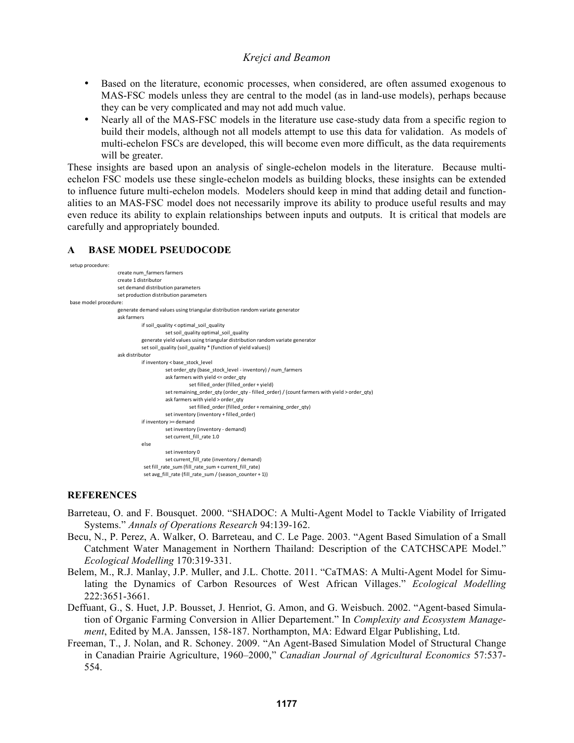- Based on the literature, economic processes, when considered, are often assumed exogenous to MAS-FSC models unless they are central to the model (as in land-use models), perhaps because they can be very complicated and may not add much value.
- Nearly all of the MAS-FSC models in the literature use case-study data from a specific region to build their models, although not all models attempt to use this data for validation. As models of multi-echelon FSCs are developed, this will become even more difficult, as the data requirements will be greater.

These insights are based upon an analysis of single-echelon models in the literature. Because multi-echelon FSC models use these single-echelon models as building blocks, these insights can be extended to influence future multi-echelon models. Modelers should keep in mind that adding detail and functionalities to an MAS-FSC model does not necessarily improve its ability to produce useful results and may even reduce its ability to explain relationships between inputs and outputs. It is critical that models are carefully and appropriately bounded.

## A BASE MODEL PSEUDOCODE

```
setup procedure:
        create num_farmers farmers
        create 1 distributor
        set demand distribution parameters
        set production distribution parameters
base model procedure:
        generate demand values using triangular distribution random variate generator
        ask farmers
                if soil_quality < optimal_soil_quality
                        set soil_quality optimal_soil_quality
                generate yield values using triangular distribution random variate generator
                set soil_quality (soil_quality * (function of yield values))
        ask distributor
                if inventory < base_stock_level
                        set order_qty (base_stock_level - inventory) / num_farmers
                        ask farmers with yield <= order_qty
                                set filled_order (filled_order + yield)
                        set remaining_order_qty (order_qty - filled_order) / (count farmers with yield > order_qty)
                        ask farmers with yield > order_qty
                                set filled_order (filled_order + remaining_order_qty)
                        set inventory (inventory + filled_order)
                if inventory >= demand
                        set inventory (inventory - demand)
                        set current_fill_rate 1.0
                else
                        set inventory 0
                        set current_fill_rate (inventory / demand)
                set fill_rate_sum (fill_rate_sum + current_fill_rate)
                set avg_fill_rate (fill_rate_sum / (season_counter + 1))
```

## REFERENCES

Barreteau, O. and F. Bousquet. 2000. "SHADOC: A Multi-Agent Model to Tackle Viability of Irrigated Systems." *Annals of Operations Research* 94:139-162.

Becu, N., P. Perez, A. Walker, O. Barreteau, and C. Le Page. 2003. "Agent Based Simulation of a Small Catchment Water Management in Northern Thailand: Description of the CATCHSCAPE Model." *Ecological Modelling* 170:319-331.

Belem, M., R.J. Manlay, J.P. Muller, and J.L. Chotte. 2011. "CaTMAS: A Multi-Agent Model for Simulating the Dynamics of Carbon Resources of West African Villages." *Ecological Modelling* 222:3651-3661.

Deffuant, G., S. Huet, J.P. Bousset, J. Henriot, G. Amon, and G. Weisbuch. 2002. "Agent-based Simulation of Organic Farming Conversion in Allier Departement." In *Complexity and Ecosystem Management*, Edited by M.A. Janssen, 158-187. Northampton, MA: Edward Elgar Publishing, Ltd.

Freeman, T., J. Nolan, and R. Schoney. 2009. "An Agent-Based Simulation Model of Structural Change in Canadian Prairie Agriculture, 1960–2000," *Canadian Journal of Agricultural Economics* 57:537-554.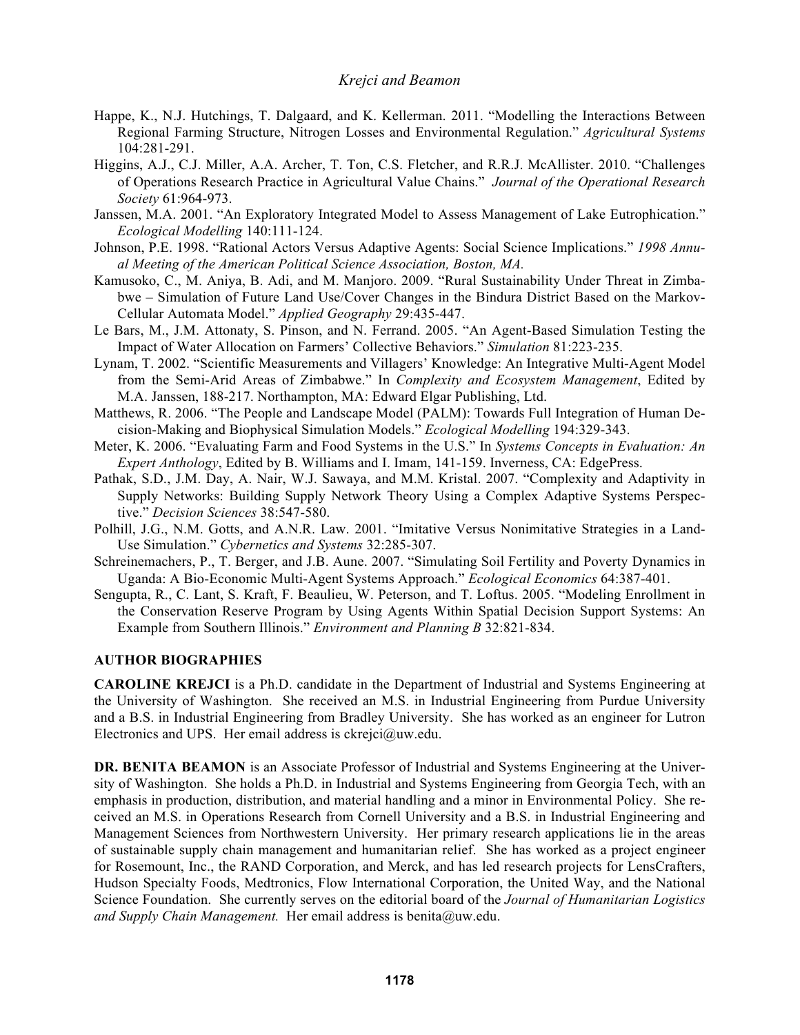Happe, K., N.J. Hutchings, T. Dalgaard, and K. Kellerman. 2011. "Modelling the Interactions Between Regional Farming Structure, Nitrogen Losses and Environmental Regulation." *Agricultural Systems* 104:281-291.

Higgins, A.J., C.J. Miller, A.A. Archer, T. Ton, C.S. Fletcher, and R.R.J. McAllister. 2010. "Challenges of Operations Research Practice in Agricultural Value Chains." *Journal of the Operational Research Society* 61:964-973.

Janssen, M.A. 2001. "An Exploratory Integrated Model to Assess Management of Lake Eutrophication." *Ecological Modelling* 140:111-124.

Johnson, P.E. 1998. "Rational Actors Versus Adaptive Agents: Social Science Implications." *1998 Annual Meeting of the American Political Science Association, Boston, MA.*

Kamusoko, C., M. Aniya, B. Adi, and M. Manjoro. 2009. "Rural Sustainability Under Threat in Zimbabwe – Simulation of Future Land Use/Cover Changes in the Bindura District Based on the Markov-Cellular Automata Model." *Applied Geography* 29:435-447.

Le Bars, M., J.M. Attonaty, S. Pinson, and N. Ferrand. 2005. "An Agent-Based Simulation Testing the Impact of Water Allocation on Farmers' Collective Behaviors." *Simulation* 81:223-235.

Lynam, T. 2002. "Scientific Measurements and Villagers' Knowledge: An Integrative Multi-Agent Model from the Semi-Arid Areas of Zimbabwe." In *Complexity and Ecosystem Management*, Edited by M.A. Janssen, 188-217. Northampton, MA: Edward Elgar Publishing, Ltd.

Matthews, R. 2006. "The People and Landscape Model (PALM): Towards Full Integration of Human Decision-Making and Biophysical Simulation Models." *Ecological Modelling* 194:329-343.

Meter, K. 2006. "Evaluating Farm and Food Systems in the U.S." In *Systems Concepts in Evaluation: An Expert Anthology*, Edited by B. Williams and I. Imam, 141-159. Inverness, CA: EdgePress.

Pathak, S.D., J.M. Day, A. Nair, W.J. Sawaya, and M.M. Kristal. 2007. "Complexity and Adaptivity in Supply Networks: Building Supply Network Theory Using a Complex Adaptive Systems Perspective." *Decision Sciences* 38:547-580.

Polhill, J.G., N.M. Gotts, and A.N.R. Law. 2001. "Imitative Versus Nonimitative Strategies in a Land-Use Simulation." *Cybernetics and Systems* 32:285-307.

Schreinemachers, P., T. Berger, and J.B. Aune. 2007. "Simulating Soil Fertility and Poverty Dynamics in Uganda: A Bio-Economic Multi-Agent Systems Approach." *Ecological Economics* 64:387-401.

Sengupta, R., C. Lant, S. Kraft, F. Beaulieu, W. Peterson, and T. Loftus. 2005. "Modeling Enrollment in the Conservation Reserve Program by Using Agents Within Spatial Decision Support Systems: An Example from Southern Illinois." *Environment and Planning B* 32:821-834.

## AUTHOR BIOGRAPHIES

**CAROLINE KREJCI** is a Ph.D. candidate in the Department of Industrial and Systems Engineering at the University of Washington. She received an M.S. in Industrial Engineering from Purdue University and a B.S. in Industrial Engineering from Bradley University. She has worked as an engineer for Lutron Electronics and UPS. Her email address is ckrejci@uw.edu.

**DR. BENITA BEAMON** is an Associate Professor of Industrial and Systems Engineering at the University of Washington. She holds a Ph.D. in Industrial and Systems Engineering from Georgia Tech, with an emphasis in production, distribution, and material handling and a minor in Environmental Policy. She received an M.S. in Operations Research from Cornell University and a B.S. in Industrial Engineering and Management Sciences from Northwestern University. Her primary research applications lie in the areas of sustainable supply chain management and humanitarian relief. She has worked as a project engineer for Rosemount, Inc., the RAND Corporation, and Merck, and has led research projects for LensCrafters, Hudson Specialty Foods, Medtronics, Flow International Corporation, the United Way, and the National Science Foundation. She currently serves on the editorial board of the *Journal of Humanitarian Logistics and Supply Chain Management.* Her email address is benita@uw.edu.